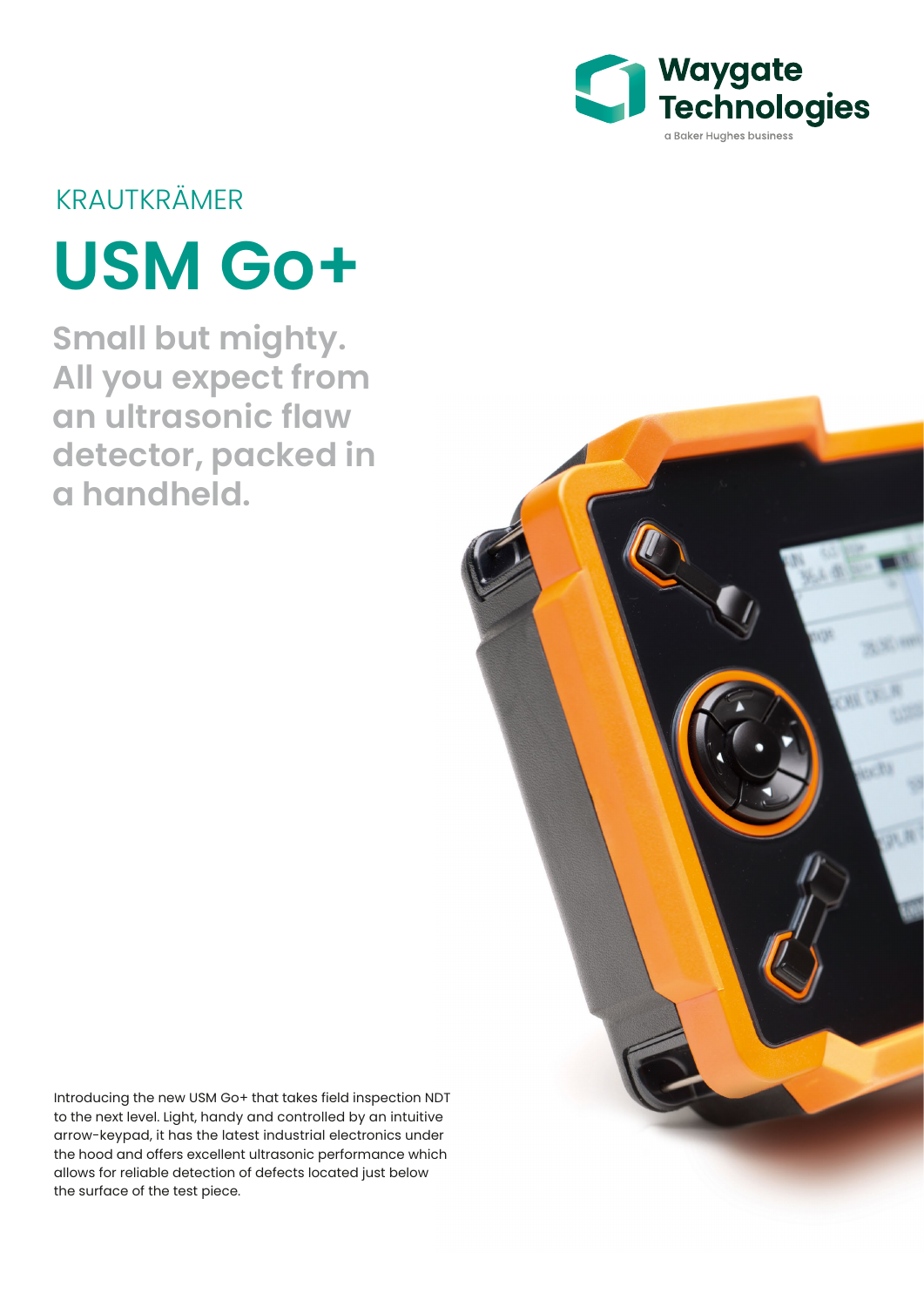Waygate Technologies
a Baker Hughes business

KRAUTKRÄMER

# USM Go+

## Small but mighty. All you expect from an ultrasonic flaw detector, packed in a handheld.

Introducing the new USM Go+ that takes field inspection NDT to the next level. Light, handy and controlled by an intuitive arrow-keypad, it has the latest industrial electronics under the hood and offers excellent ultrasonic performance which allows for reliable detection of defects located just below the surface of the test piece.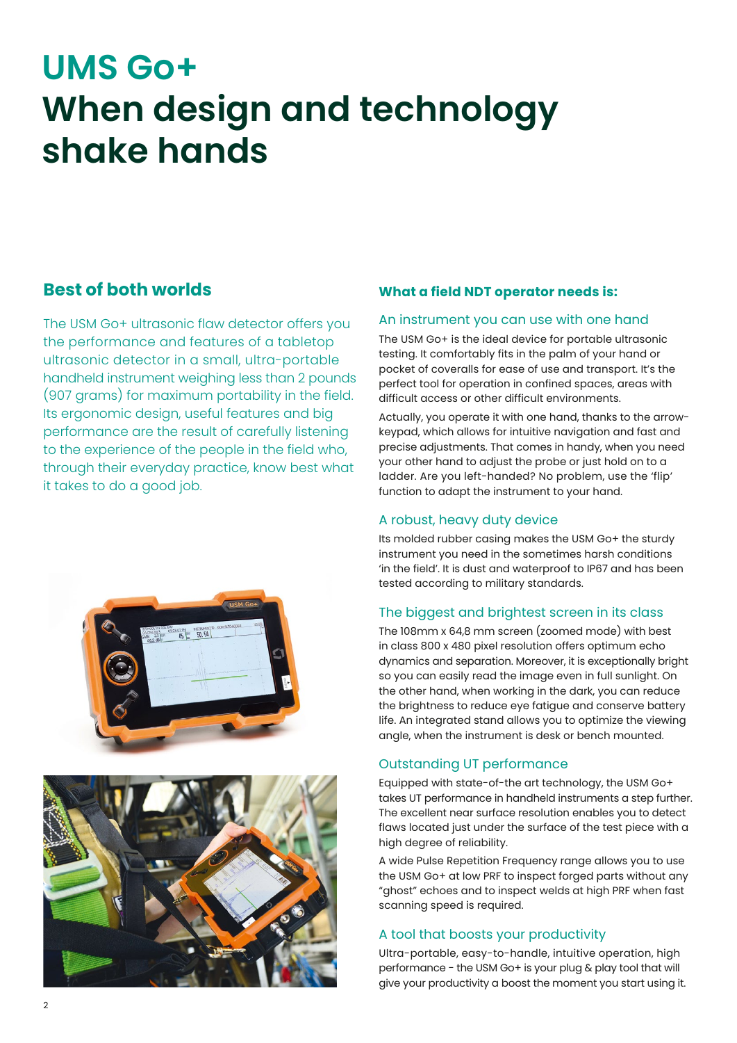# UMS Go+
# When design and technology shake hands

## Best of both worlds

The USM Go+ ultrasonic flaw detector offers you the performance and features of a tabletop ultrasonic detector in a small, ultra-portable handheld instrument weighing less than 2 pounds (907 grams) for maximum portability in the field. Its ergonomic design, useful features and big performance are the result of carefully listening to the experience of the people in the field who, through their everyday practice, know best what it takes to do a good job.

## What a field NDT operator needs is:

### An instrument you can use with one hand

The USM Go+ is the ideal device for portable ultrasonic testing. It comfortably fits in the palm of your hand or pocket of coveralls for ease of use and transport. It's the perfect tool for operation in confined spaces, areas with difficult access or other difficult environments.

Actually, you operate it with one hand, thanks to the arrow-keypad, which allows for intuitive navigation and fast and precise adjustments. That comes in handy, when you need your other hand to adjust the probe or just hold on to a ladder. Are you left-handed? No problem, use the 'flip' function to adapt the instrument to your hand.

### A robust, heavy duty device

Its molded rubber casing makes the USM Go+ the sturdy instrument you need in the sometimes harsh conditions 'in the field'. It is dust and waterproof to IP67 and has been tested according to military standards.

### The biggest and brightest screen in its class

The 108mm x 64,8 mm screen (zoomed mode) with best in class 800 x 480 pixel resolution offers optimum echo dynamics and separation. Moreover, it is exceptionally bright so you can easily read the image even in full sunlight. On the other hand, when working in the dark, you can reduce the brightness to reduce eye fatigue and conserve battery life. An integrated stand allows you to optimize the viewing angle, when the instrument is desk or bench mounted.

### Outstanding UT performance

Equipped with state-of-the art technology, the USM Go+ takes UT performance in handheld instruments a step further. The excellent near surface resolution enables you to detect flaws located just under the surface of the test piece with a high degree of reliability.

A wide Pulse Repetition Frequency range allows you to use the USM Go+ at low PRF to inspect forged parts without any "ghost" echoes and to inspect welds at high PRF when fast scanning speed is required.

### A tool that boosts your productivity

Ultra-portable, easy-to-handle, intuitive operation, high performance - the USM Go+ is your plug & play tool that will give your productivity a boost the moment you start using it.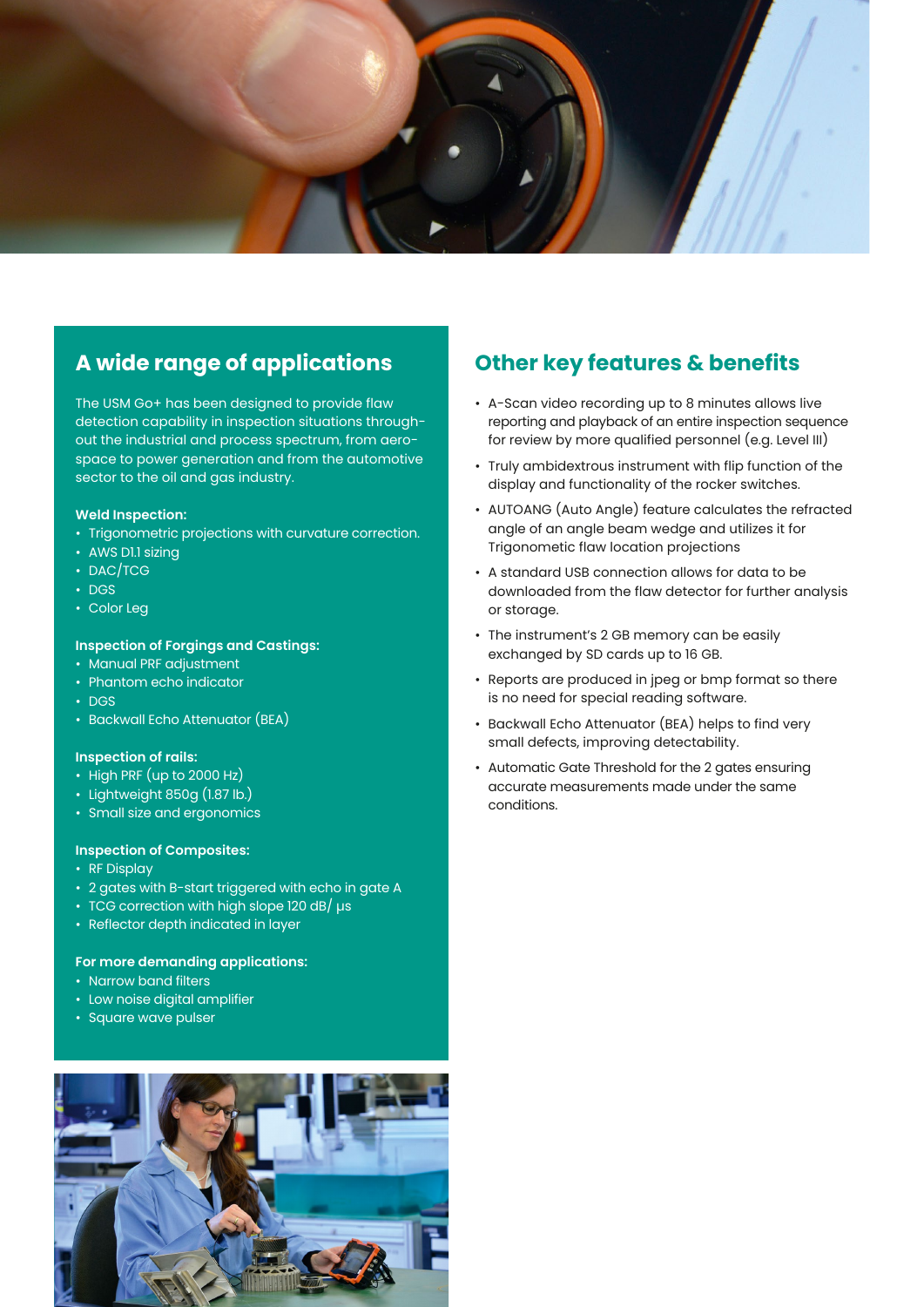## A wide range of applications

The USM Go+ has been designed to provide flaw detection capability in inspection situations through-out the industrial and process spectrum, from aero-space to power generation and from the automotive sector to the oil and gas industry.

**Weld Inspection:**

- Trigonometric projections with curvature correction.
- AWS D1.1 sizing
- DAC/TCG
- DGS
- Color Leg

**Inspection of Forgings and Castings:**

- Manual PRF adjustment
- Phantom echo indicator
- DGS
- Backwall Echo Attenuator (BEA)

**Inspection of rails:**

- High PRF (up to 2000 Hz)
- Lightweight 850g (1.87 lb.)
- Small size and ergonomics

**Inspection of Composites:**

- RF Display
- 2 gates with B-start triggered with echo in gate A
- TCG correction with high slope 120 dB/ µs
- Reflector depth indicated in layer

**For more demanding applications:**

- Narrow band filters
- Low noise digital amplifier
- Square wave pulser

## Other key features & benefits

- A-Scan video recording up to 8 minutes allows live reporting and playback of an entire inspection sequence for review by more qualified personnel (e.g. Level III)
- Truly ambidextrous instrument with flip function of the display and functionality of the rocker switches.
- AUTOANG (Auto Angle) feature calculates the refracted angle of an angle beam wedge and utilizes it for Trigonometic flaw location projections
- A standard USB connection allows for data to be downloaded from the flaw detector for further analysis or storage.
- The instrument's 2 GB memory can be easily exchanged by SD cards up to 16 GB.
- Reports are produced in jpeg or bmp format so there is no need for special reading software.
- Backwall Echo Attenuator (BEA) helps to find very small defects, improving detectability.
- Automatic Gate Threshold for the 2 gates ensuring accurate measurements made under the same conditions.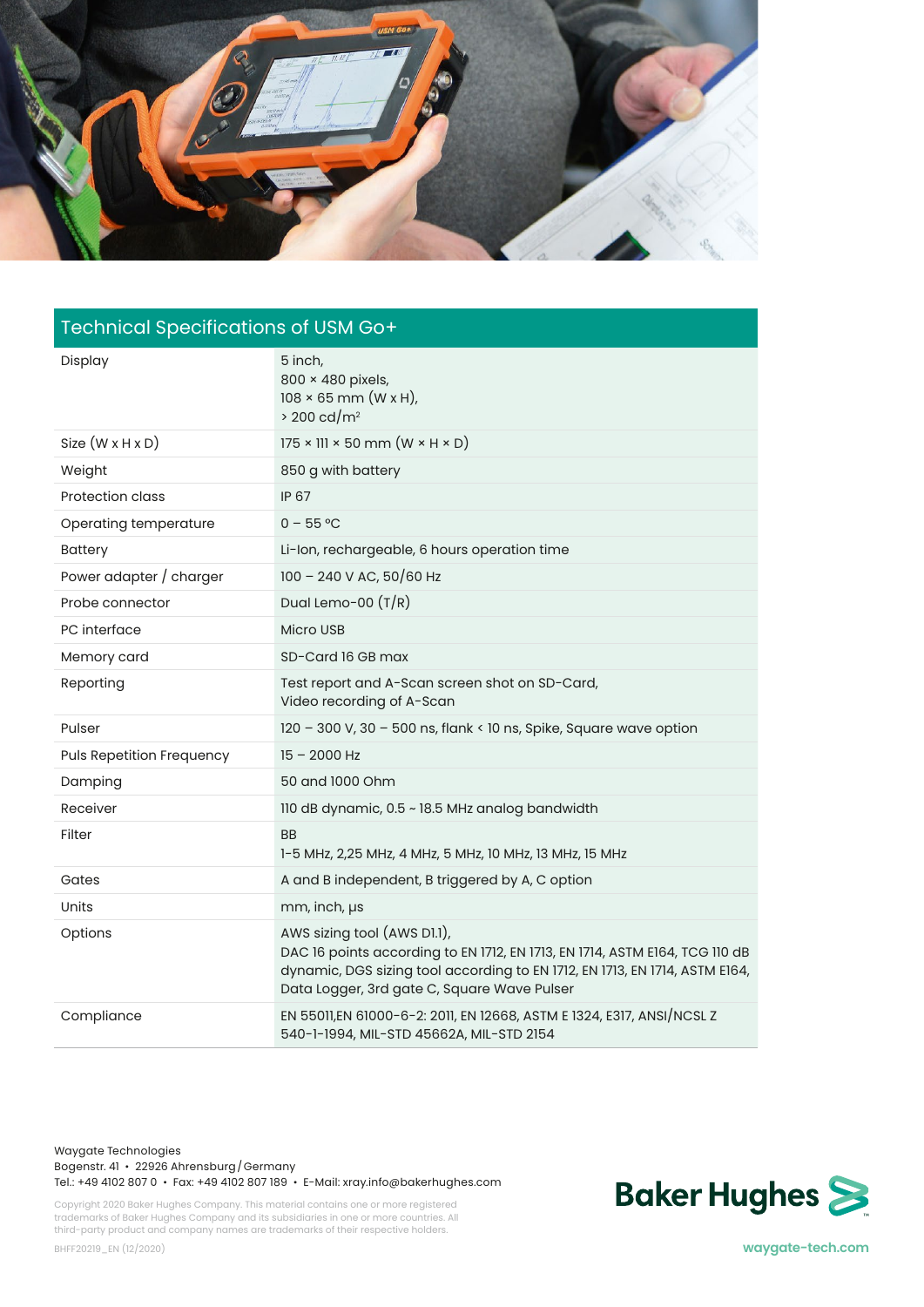## Technical Specifications of USM Go+

| | |
|---|---|
| Display | 5 inch,<br>800 × 480 pixels,<br>108 × 65 mm (W x H),<br>> 200 cd/m² |
| Size (W x H x D) | 175 × 111 × 50 mm (W × H × D) |
| Weight | 850 g with battery |
| Protection class | IP 67 |
| Operating temperature | 0 – 55 °C |
| Battery | Li-Ion, rechargeable, 6 hours operation time |
| Power adapter / charger | 100 – 240 V AC, 50/60 Hz |
| Probe connector | Dual Lemo-00 (T/R) |
| PC interface | Micro USB |
| Memory card | SD-Card 16 GB max |
| Reporting | Test report and A-Scan screen shot on SD-Card,<br>Video recording of A-Scan |
| Pulser | 120 – 300 V, 30 – 500 ns, flank < 10 ns, Spike, Square wave option |
| Puls Repetition Frequency | 15 – 2000 Hz |
| Damping | 50 and 1000 Ohm |
| Receiver | 110 dB dynamic, 0.5 ~ 18.5 MHz analog bandwidth |
| Filter | BB<br>1-5 MHz, 2,25 MHz, 4 MHz, 5 MHz, 10 MHz, 13 MHz, 15 MHz |
| Gates | A and B independent, B triggered by A, C option |
| Units | mm, inch, µs |
| Options | AWS sizing tool (AWS D1.1),<br>DAC 16 points according to EN 1712, EN 1713, EN 1714, ASTM E164, TCG 110 dB dynamic, DGS sizing tool according to EN 1712, EN 1713, EN 1714, ASTM E164, Data Logger, 3rd gate C, Square Wave Pulser |
| Compliance | EN 55011,EN 61000-6-2: 2011, EN 12668, ASTM E 1324, E317, ANSI/NCSL Z 540-1-1994, MIL-STD 45662A, MIL-STD 2154 |

Waygate Technologies
Bogenstr. 41 • 22926 Ahrensburg / Germany
Tel.: +49 4102 807 0 • Fax: +49 4102 807 189 • E-Mail: xray.info@bakerhughes.com

Copyright 2020 Baker Hughes Company. This material contains one or more registered trademarks of Baker Hughes Company and its subsidiaries in one or more countries. All third-party product and company names are trademarks of their respective holders.

BHFF20219_EN (12/2020)

Baker Hughes

waygate-tech.com